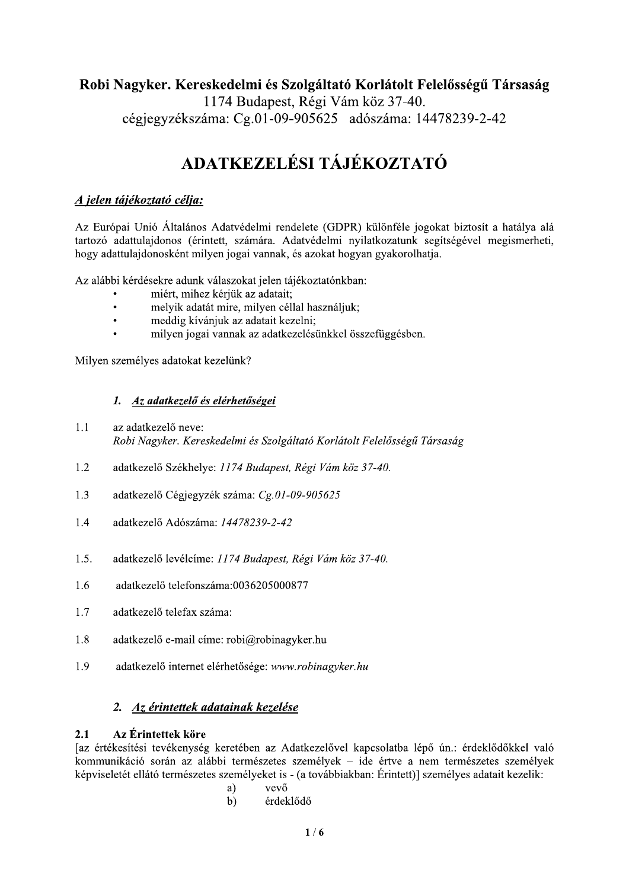**Robi Nagyker. Kereskedelmi és Szolgáltató Korlátolt Felelősségű Társaság**
1174 Budapest, Régi Vám köz 37-40.
cégjegyzékszáma: Cg.01-09-905625 adószáma: 14478239-2-42

# ADATKEZELÉSI TÁJÉKOZTATÓ

***A jelen tájékoztató célja:***

Az Európai Unió Általános Adatvédelmi rendelete (GDPR) különféle jogokat biztosít a hatálya alá tartozó adattulajdonos (érintett, számára. Adatvédelmi nyilatkozatunk segítségével megismerheti, hogy adattulajdonosként milyen jogai vannak, és azokat hogyan gyakorolhatja.

Az alábbi kérdésekre adunk válaszokat jelen tájékoztatónkban:

- miért, mihez kérjük az adatait;
- melyik adatát mire, milyen céllal használjuk;
- meddig kívánjuk az adatait kezelni;
- milyen jogai vannak az adatkezelésünkkel összefüggésben.

Milyen személyes adatokat kezelünk?

## 1. *Az adatkezelő és elérhetőségei*

1.1 az adatkezelő neve:
*Robi Nagyker. Kereskedelmi és Szolgáltató Korlátolt Felelősségű Társaság*

1.2 adatkezelő Székhelye: *1174 Budapest, Régi Vám köz 37-40.*

1.3 adatkezelő Cégjegyzék száma: *Cg.01-09-905625*

1.4 adatkezelő Adószáma: *14478239-2-42*

1.5. adatkezelő levélcíme: *1174 Budapest, Régi Vám köz 37-40.*

1.6 adatkezelő telefonszáma:0036205000877

1.7 adatkezelő telefax száma:

1.8 adatkezelő e-mail címe: robi@robinagyker.hu

1.9 adatkezelő internet elérhetősége: *www.robinagyker.hu*

## 2. *Az érintettek adatainak kezelése*

### 2.1 Az Érintettek köre

[az értékesítési tevékenység keretében az Adatkezelővel kapcsolatba lépő ún.: érdeklődőkkel való kommunikáció során az alábbi természetes személyek – ide értve a nem természetes személyek képviseletét ellátó természetes személyeket is - (a továbbiakban: Érintett)] személyes adatait kezelik:

a) vevő
b) érdeklődő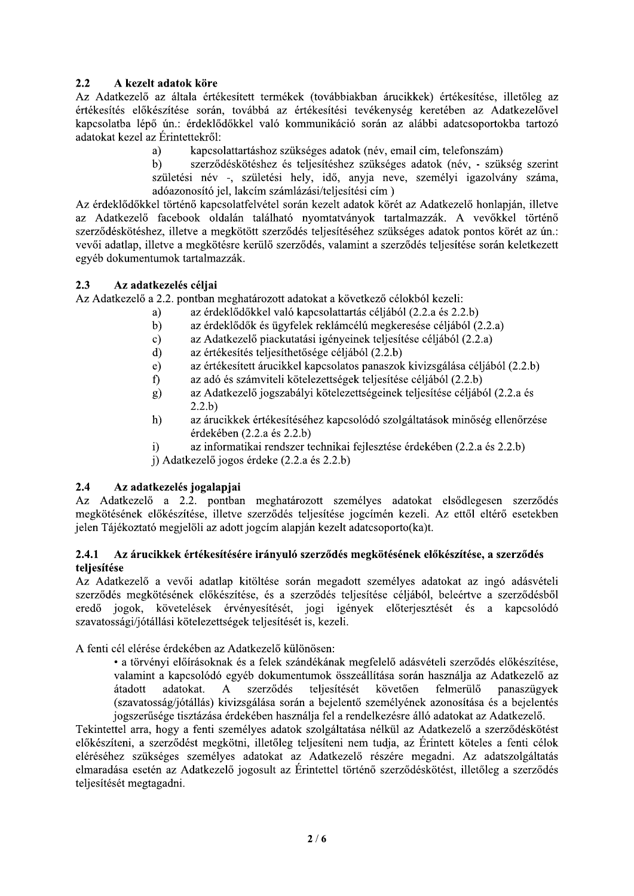## 2.2 A kezelt adatok köre

Az Adatkezelő az általa értékesített termékek (továbbiakban árucikkek) értékesítése, illetőleg az értékesítés előkészítése során, továbbá az értékesítési tevékenység keretében az Adatkezelővel kapcsolatba lépő ún.: érdeklődőkkel való kommunikáció során az alábbi adatcsoportokba tartozó adatokat kezel az Érintettekről:

a) kapcsolattartáshoz szükséges adatok (név, email cím, telefonszám)

b) szerződéskötéshez és teljesítéshez szükséges adatok (név, - szükség szerint születési név -, születési hely, idő, anyja neve, személyi igazolvány száma, adóazonosító jel, lakcím számlázási/teljesítési cím )

Az érdeklődőkkel történő kapcsolatfelvétel során kezelt adatok körét az Adatkezelő honlapján, illetve az Adatkezelő facebook oldalán található nyomtatványok tartalmazzák. A vevőkkel történő szerződéskötéshez, illetve a megkötött szerződés teljesítéséhez szükséges adatok pontos körét az ún.: vevői adatlap, illetve a megkötésre kerülő szerződés, valamint a szerződés teljesítése során keletkezett egyéb dokumentumok tartalmazzák.

## 2.3 Az adatkezelés céljai

Az Adatkezelő a 2.2. pontban meghatározott adatokat a következő célokból kezeli:

a) az érdeklődőkkel való kapcsolattartás céljából (2.2.a és 2.2.b)

b) az érdeklődők és ügyfelek reklámcélú megkeresése céljából (2.2.a)

c) az Adatkezelő piackutatási igényeinek teljesítése céljából (2.2.a)

d) az értékesítés teljesíthetősége céljából (2.2.b)

e) az értékesített árucikkel kapcsolatos panaszok kivizsgálása céljából (2.2.b)

f) az adó és számviteli kötelezettségek teljesítése céljából (2.2.b)

g) az Adatkezelő jogszabályi kötelezettségeinek teljesítése céljából (2.2.a és 2.2.b)

h) az árucikkek értékesítéséhez kapcsolódó szolgáltatások minőség ellenőrzése érdekében (2.2.a és 2.2.b)

i) az informatikai rendszer technikai fejlesztése érdekében (2.2.a és 2.2.b)

j) Adatkezelő jogos érdeke (2.2.a és 2.2.b)

## 2.4 Az adatkezelés jogalapjai

Az Adatkezelő a 2.2. pontban meghatározott személyes adatokat elsődlegesen szerződés megkötésének előkészítése, illetve szerződés teljesítése jogcímén kezeli. Az ettől eltérő esetekben jelen Tájékoztató megjelöli az adott jogcím alapján kezelt adatcsoporto(ka)t.

### 2.4.1 Az árucikkek értékesítésére irányuló szerződés megkötésének előkészítése, a szerződés teljesítése

Az Adatkezelő a vevői adatlap kitöltése során megadott személyes adatokat az ingó adásvételi szerződés megkötésének előkészítése, és a szerződés teljesítése céljából, beleértve a szerződésből eredő jogok, követelések érvényesítését, jogi igények előterjesztését és a kapcsolódó szavatossági/jótállási kötelezettségek teljesítését is, kezeli.

A fenti cél elérése érdekében az Adatkezelő különösen:

- a törvényi előírásoknak és a felek szándékának megfelelő adásvételi szerződés előkészítése, valamint a kapcsolódó egyéb dokumentumok összeállítása során használja az Adatkezelő az átadott adatokat. A szerződés teljesítését követően felmerülő panaszügyek (szavatosság/jótállás) kivizsgálása során a bejelentő személyének azonosítása és a bejelentés jogszerűsége tisztázása érdekében használja fel a rendelkezésre álló adatokat az Adatkezelő.

Tekintettel arra, hogy a fenti személyes adatok szolgáltatása nélkül az Adatkezelő a szerződéskötést előkészíteni, a szerződést megkötni, illetőleg teljesíteni nem tudja, az Érintett köteles a fenti célok eléréséhez szükséges személyes adatokat az Adatkezelő részére megadni. Az adatszolgáltatás elmaradása esetén az Adatkezelő jogosult az Érintettel történő szerződéskötést, illetőleg a szerződés teljesítését megtagadni.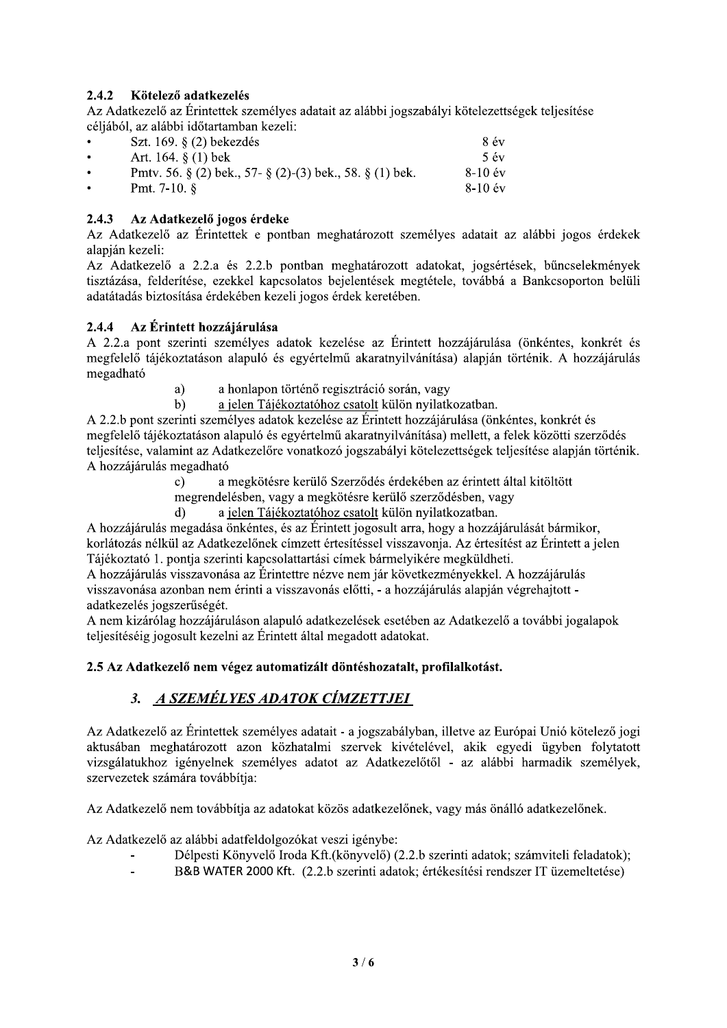### 2.4.2 Kötelező adatkezelés

Az Adatkezelő az Érintettek személyes adatait az alábbi jogszabályi kötelezettségek teljesítése céljából, az alábbi időtartamban kezeli:

| | |
|---|---|
| • Szt. 169. § (2) bekezdés | 8 év |
| • Art. 164. § (1) bek | 5 év |
| • Pmtv. 56. § (2) bek., 57- § (2)-(3) bek., 58. § (1) bek. | 8-10 év |
| • Pmt. 7-10. § | 8-10 év |

### 2.4.3 Az Adatkezelő jogos érdeke

Az Adatkezelő az Érintettek e pontban meghatározott személyes adatait az alábbi jogos érdekek alapján kezeli:

Az Adatkezelő a 2.2.a és 2.2.b pontban meghatározott adatokat, jogsértések, bűncselekmények tisztázása, felderítése, ezekkel kapcsolatos bejelentések megtétele, továbbá a Bankcsoporton belüli adatátadás biztosítása érdekében kezeli jogos érdek keretében.

### 2.4.4 Az Érintett hozzájárulása

A 2.2.a pont szerinti személyes adatok kezelése az Érintett hozzájárulása (önkéntes, konkrét és megfelelő tájékoztatáson alapuló és egyértelmű akaratnyilvánítása) alapján történik. A hozzájárulás megadható

a) a honlapon történő regisztráció során, vagy

b) <u>a jelen Tájékoztatóhoz csatolt</u> külön nyilatkozatban.

A 2.2.b pont szerinti személyes adatok kezelése az Érintett hozzájárulása (önkéntes, konkrét és megfelelő tájékoztatáson alapuló és egyértelmű akaratnyilvánítása) mellett, a felek közötti szerződés teljesítése, valamint az Adatkezelőre vonatkozó jogszabályi kötelezettségek teljesítése alapján történik. A hozzájárulás megadható

c) a megkötésre kerülő Szerződés érdekében az érintett által kitöltött megrendelésben, vagy a megkötésre kerülő szerződésben, vagy

d) <u>a jelen Tájékoztatóhoz csatolt</u> külön nyilatkozatban.

A hozzájárulás megadása önkéntes, és az Érintett jogosult arra, hogy a hozzájárulását bármikor, korlátozás nélkül az Adatkezelőnek címzett értesítéssel visszavonja. Az értesítést az Érintett a jelen Tájékoztató 1. pontja szerinti kapcsolattartási címek bármelyikére megküldheti.

A hozzájárulás visszavonása az Érintettre nézve nem jár következményekkel. A hozzájárulás visszavonása azonban nem érinti a visszavonás előtti, - a hozzájárulás alapján végrehajtott - adatkezelés jogszerűségét.

A nem kizárólag hozzájáruláson alapuló adatkezelések esetében az Adatkezelő a további jogalapok teljesítéséig jogosult kezelni az Érintett által megadott adatokat.

### 2.5 Az Adatkezelő nem végez automatizált döntéshozatalt, profilalkotást.

## *3. <u>A SZEMÉLYES ADATOK CÍMZETTJEI</u>*

Az Adatkezelő az Érintettek személyes adatait - a jogszabályban, illetve az Európai Unió kötelező jogi aktusában meghatározott azon közhatalmi szervek kivételével, akik egyedi ügyben folytatott vizsgálatukhoz igényelnek személyes adatot az Adatkezelőtől - az alábbi harmadik személyek, szervezetek számára továbbítja:

Az Adatkezelő nem továbbítja az adatokat közös adatkezelőnek, vagy más önálló adatkezelőnek.

Az Adatkezelő az alábbi adatfeldolgozókat veszi igénybe:

- Délpesti Könyvelő Iroda Kft.(könyvelő) (2.2.b szerinti adatok; számviteli feladatok);
- B&B WATER 2000 Kft. (2.2.b szerinti adatok; értékesítési rendszer IT üzemeltetése)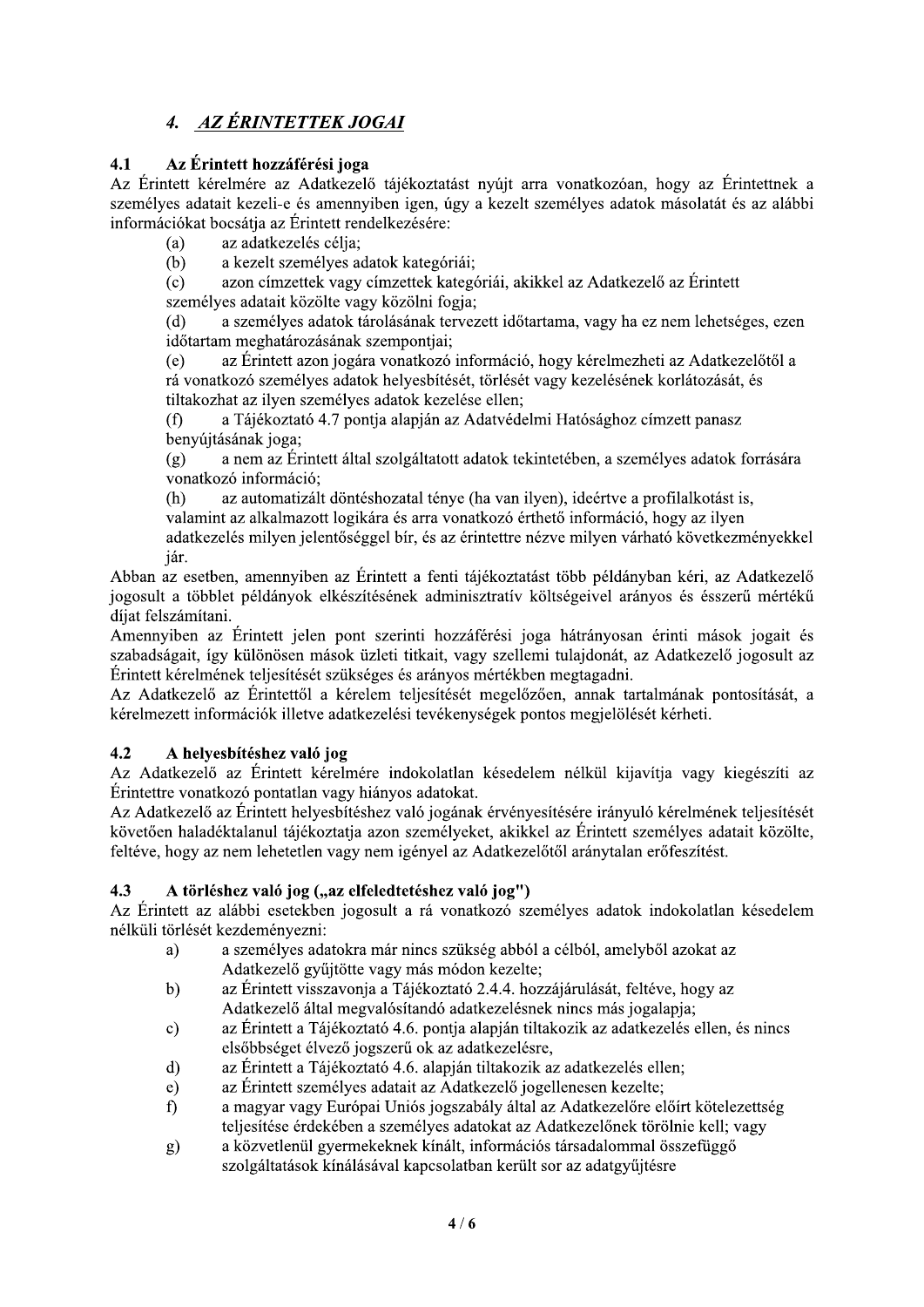## *4. AZ ÉRINTETTEK JOGAI*

### 4.1 Az Érintett hozzáférési joga

Az Érintett kérelmére az Adatkezelő tájékoztatást nyújt arra vonatkozóan, hogy az Érintettnek a személyes adatait kezeli-e és amennyiben igen, úgy a kezelt személyes adatok másolatát és az alábbi információkat bocsátja az Érintett rendelkezésére:

(a) az adatkezelés célja;

(b) a kezelt személyes adatok kategóriái;

(c) azon címzettek vagy címzettek kategóriái, akikkel az Adatkezelő az Érintett személyes adatait közölte vagy közölni fogja;

(d) a személyes adatok tárolásának tervezett időtartama, vagy ha ez nem lehetséges, ezen időtartam meghatározásának szempontjai;

(e) az Érintett azon jogára vonatkozó információ, hogy kérelmezheti az Adatkezelőtől a rá vonatkozó személyes adatok helyesbítését, törlését vagy kezelésének korlátozását, és tiltakozhat az ilyen személyes adatok kezelése ellen;

(f) a Tájékoztató 4.7 pontja alapján az Adatvédelmi Hatósághoz címzett panasz benyújtásának joga;

(g) a nem az Érintett által szolgáltatott adatok tekintetében, a személyes adatok forrására vonatkozó információ;

(h) az automatizált döntéshozatal ténye (ha van ilyen), ideértve a profilalkotást is, valamint az alkalmazott logikára és arra vonatkozó érthető információ, hogy az ilyen adatkezelés milyen jelentőséggel bír, és az érintettre nézve milyen várható következményekkel jár.

Abban az esetben, amennyiben az Érintett a fenti tájékoztatást több példányban kéri, az Adatkezelő jogosult a többlet példányok elkészítésének adminisztratív költségeivel arányos és ésszerű mértékű díjat felszámítani.

Amennyiben az Érintett jelen pont szerinti hozzáférési joga hátrányosan érinti mások jogait és szabadságait, így különösen mások üzleti titkait, vagy szellemi tulajdonát, az Adatkezelő jogosult az Érintett kérelmének teljesítését szükséges és arányos mértékben megtagadni.

Az Adatkezelő az Érintettől a kérelem teljesítését megelőzően, annak tartalmának pontosítását, a kérelmezett információk illetve adatkezelési tevékenységek pontos megjelölését kérheti.

### 4.2 A helyesbítéshez való jog

Az Adatkezelő az Érintett kérelmére indokolatlan késedelem nélkül kijavítja vagy kiegészíti az Érintettre vonatkozó pontatlan vagy hiányos adatokat.

Az Adatkezelő az Érintett helyesbítéshez való jogának érvényesítésére irányuló kérelmének teljesítését követően haladéktalanul tájékoztatja azon személyeket, akikkel az Érintett személyes adatait közölte, feltéve, hogy az nem lehetetlen vagy nem igényel az Adatkezelőtől aránytalan erőfeszítést.

### 4.3 A törléshez való jog („az elfeledtetéshez való jog")

Az Érintett az alábbi esetekben jogosult a rá vonatkozó személyes adatok indokolatlan késedelem nélküli törlését kezdeményezni:

a) a személyes adatokra már nincs szükség abból a célból, amelyből azokat az Adatkezelő gyűjtötte vagy más módon kezelte;

b) az Érintett visszavonja a Tájékoztató 2.4.4. hozzájárulását, feltéve, hogy az Adatkezelő által megvalósítandó adatkezelésnek nincs más jogalapja;

c) az Érintett a Tájékoztató 4.6. pontja alapján tiltakozik az adatkezelés ellen, és nincs elsőbbséget élvező jogszerű ok az adatkezelésre,

d) az Érintett a Tájékoztató 4.6. alapján tiltakozik az adatkezelés ellen;

e) az Érintett személyes adatait az Adatkezelő jogellenesen kezelte;

f) a magyar vagy Európai Uniós jogszabály által az Adatkezelőre előírt kötelezettség teljesítése érdekében a személyes adatokat az Adatkezelőnek törölnie kell; vagy

g) a közvetlenül gyermekeknek kínált, információs társadalommal összefüggő szolgáltatások kínálásával kapcsolatban került sor az adatgyűjtésre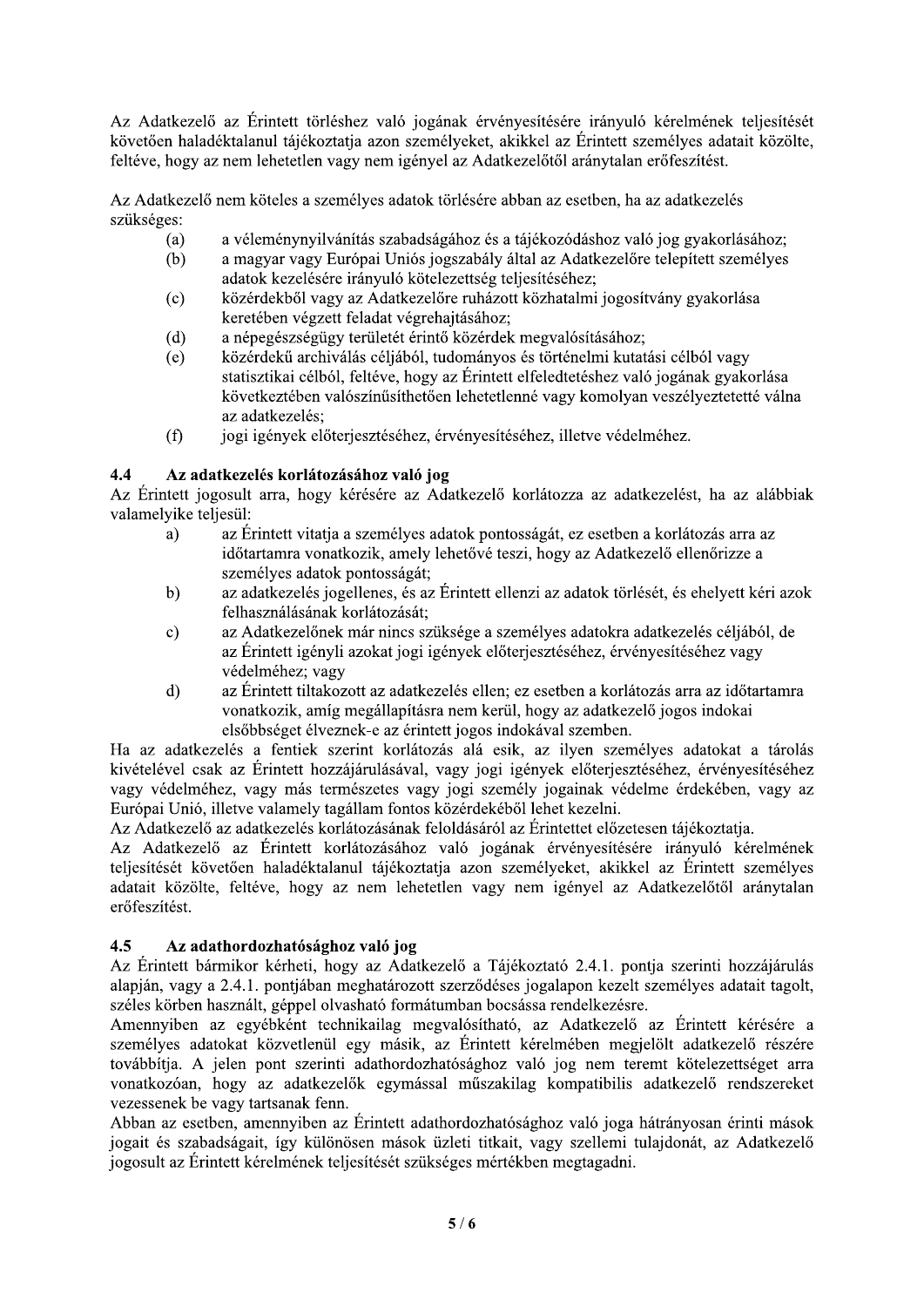Az Adatkezelő az Érintett törléshez való jogának érvényesítésére irányuló kérelmének teljesítését követően haladéktalanul tájékoztatja azon személyeket, akikkel az Érintett személyes adatait közölte, feltéve, hogy az nem lehetetlen vagy nem igényel az Adatkezelőtől aránytalan erőfeszítést.

Az Adatkezelő nem köteles a személyes adatok törlésére abban az esetben, ha az adatkezelés szükséges:

(a) a véleménynyilvánítás szabadságához és a tájékozódáshoz való jog gyakorlásához;
(b) a magyar vagy Európai Uniós jogszabály által az Adatkezelőre telepített személyes adatok kezelésére irányuló kötelezettség teljesítéséhez;
(c) közérdekből vagy az Adatkezelőre ruházott közhatalmi jogosítvány gyakorlása keretében végzett feladat végrehajtásához;
(d) a népegészségügy területét érintő közérdek megvalósításához;
(e) közérdekű archiválás céljából, tudományos és történelmi kutatási célból vagy statisztikai célból, feltéve, hogy az Érintett elfeledtetéshez való jogának gyakorlása következtében valószínűsíthetően lehetetlenné vagy komolyan veszélyeztetetté válna az adatkezelés;
(f) jogi igények előterjesztéséhez, érvényesítéséhez, illetve védelméhez.

### 4.4 Az adatkezelés korlátozásához való jog

Az Érintett jogosult arra, hogy kérésére az Adatkezelő korlátozza az adatkezelést, ha az alábbiak valamelyike teljesül:

a) az Érintett vitatja a személyes adatok pontosságát, ez esetben a korlátozás arra az időtartamra vonatkozik, amely lehetővé teszi, hogy az Adatkezelő ellenőrizze a személyes adatok pontosságát;
b) az adatkezelés jogellenes, és az Érintett ellenzi az adatok törlését, és ehelyett kéri azok felhasználásának korlátozását;
c) az Adatkezelőnek már nincs szüksége a személyes adatokra adatkezelés céljából, de az Érintett igényli azokat jogi igények előterjesztéséhez, érvényesítéséhez vagy védelméhez; vagy
d) az Érintett tiltakozott az adatkezelés ellen; ez esetben a korlátozás arra az időtartamra vonatkozik, amíg megállapításra nem kerül, hogy az adatkezelő jogos indokai elsőbbséget élveznek-e az érintett jogos indokával szemben.

Ha az adatkezelés a fentiek szerint korlátozás alá esik, az ilyen személyes adatokat a tárolás kivételével csak az Érintett hozzájárulásával, vagy jogi igények előterjesztéséhez, érvényesítéséhez vagy védelméhez, vagy más természetes vagy jogi személy jogainak védelme érdekében, vagy az Európai Unió, illetve valamely tagállam fontos közérdekéből lehet kezelni.

Az Adatkezelő az adatkezelés korlátozásának feloldásáról az Érintettet előzetesen tájékoztatja.

Az Adatkezelő az Érintett korlátozáshoz való jogának érvényesítésére irányuló kérelmének teljesítését követően haladéktalanul tájékoztatja azon személyeket, akikkel az Érintett személyes adatait közölte, feltéve, hogy az nem lehetetlen vagy nem igényel az Adatkezelőtől aránytalan erőfeszítést.

### 4.5 Az adathordozhatósághoz való jog

Az Érintett bármikor kérheti, hogy az Adatkezelő a Tájékoztató 2.4.1. pontja szerinti hozzájárulás alapján, vagy a 2.4.1. pontjában meghatározott szerződéses jogalapon kezelt személyes adatait tagolt, széles körben használt, géppel olvasható formátumban bocsássa rendelkezésre.

Amennyiben az egyébként technikailag megvalósítható, az Adatkezelő az Érintett kérésére a személyes adatokat közvetlenül egy másik, az Érintett kérelmében megjelölt adatkezelő részére továbbítja. A jelen pont szerinti adathordozhatósághoz való jog nem teremt kötelezettséget arra vonatkozóan, hogy az adatkezelők egymással műszakilag kompatibilis adatkezelő rendszereket vezessenek be vagy tartsanak fenn.

Abban az esetben, amennyiben az Érintett adathordozhatósághoz való joga hátrányosan érinti mások jogait és szabadságait, így különösen mások üzleti titkait, vagy szellemi tulajdonát, az Adatkezelő jogosult az Érintett kérelmének teljesítését szükséges mértékben megtagadni.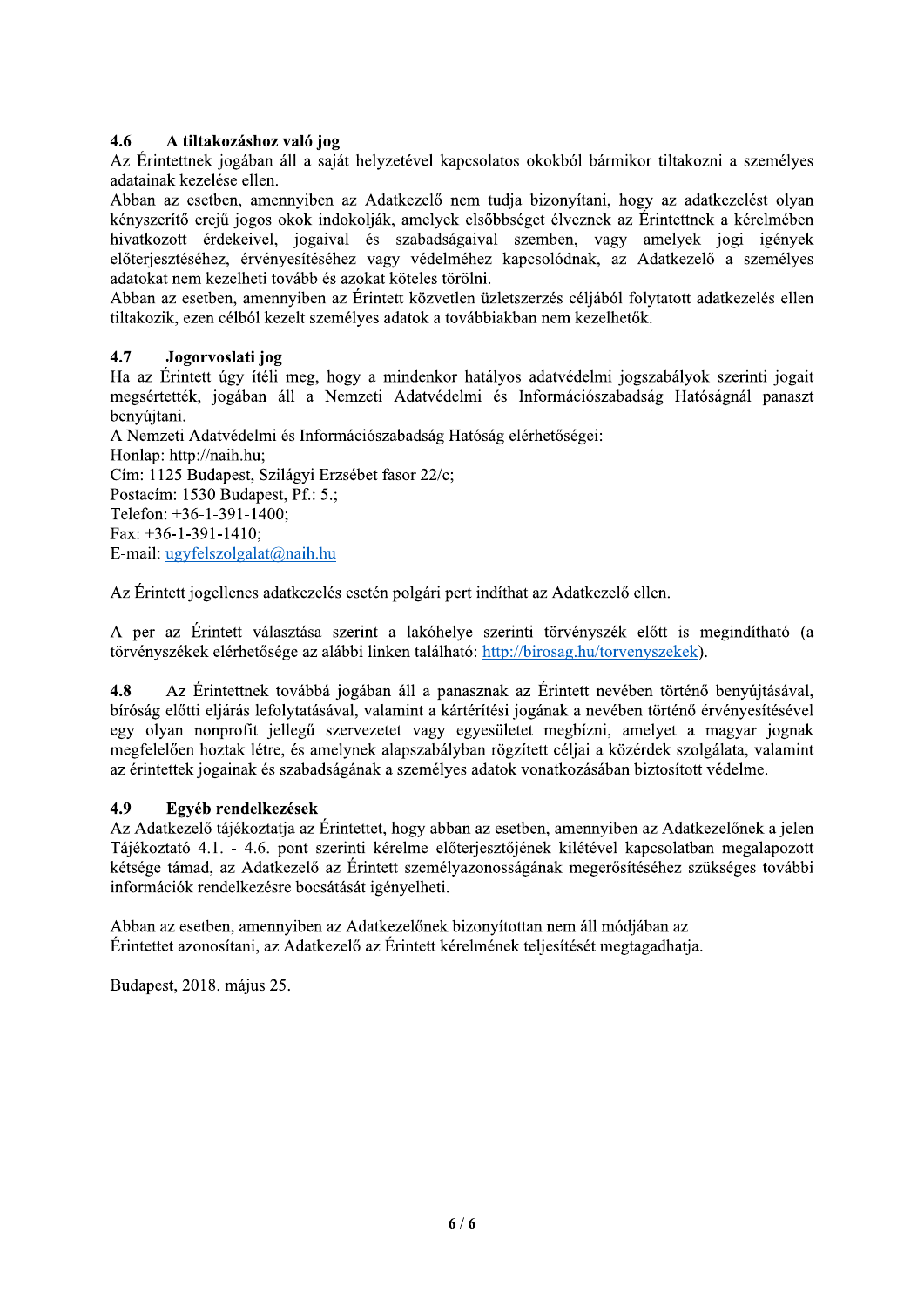### 4.6 A tiltakozáshoz való jog

Az Érintettnek jogában áll a saját helyzetével kapcsolatos okokból bármikor tiltakozni a személyes adatainak kezelése ellen.

Abban az esetben, amennyiben az Adatkezelő nem tudja bizonyítani, hogy az adatkezelést olyan kényszerítő erejű jogos okok indokolják, amelyek elsőbbséget élveznek az Érintettnek a kérelmében hivatkozott érdekeivel, jogaival és szabadságaival szemben, vagy amelyek jogi igények előterjesztéséhez, érvényesítéséhez vagy védelméhez kapcsolódnak, az Adatkezelő a személyes adatokat nem kezelheti tovább és azokat köteles törölni.

Abban az esetben, amennyiben az Érintett közvetlen üzletszerzés céljából folytatott adatkezelés ellen tiltakozik, ezen célból kezelt személyes adatok a továbbiakban nem kezelhetők.

### 4.7 Jogorvoslati jog

Ha az Érintett úgy ítéli meg, hogy a mindenkor hatályos adatvédelmi jogszabályok szerinti jogait megsértették, jogában áll a Nemzeti Adatvédelmi és Információszabadság Hatóságnál panaszt benyújtani.

A Nemzeti Adatvédelmi és Információszabadság Hatóság elérhetőségei:

Honlap: http://naih.hu;
Cím: 1125 Budapest, Szilágyi Erzsébet fasor 22/c;
Postacím: 1530 Budapest, Pf.: 5.;
Telefon: +36-1-391-1400;
Fax: +36-1-391-1410;
E-mail: ugyfelszolgalat@naih.hu

Az Érintett jogellenes adatkezelés esetén polgári pert indíthat az Adatkezelő ellen.

A per az Érintett választása szerint a lakóhelye szerinti törvényszék előtt is megindítható (a törvényszékek elérhetősége az alábbi linken található: http://birosag.hu/torvenyszekek).

**4.8** Az Érintettnek továbbá jogában áll a panasznak az Érintett nevében történő benyújtásával, bíróság előtti eljárás lefolytatásával, valamint a kártérítési jogának a nevében történő érvényesítésével egy olyan nonprofit jellegű szervezetet vagy egyesületet megbízni, amelyet a magyar jognak megfelelően hoztak létre, és amelynek alapszabályban rögzített céljai a közérdek szolgálata, valamint az érintettek jogainak és szabadságának a személyes adatok vonatkozásában biztosított védelme.

### 4.9 Egyéb rendelkezések

Az Adatkezelő tájékoztatja az Érintettet, hogy abban az esetben, amennyiben az Adatkezelőnek a jelen Tájékoztató 4.1. - 4.6. pont szerinti kérelme előterjesztőjének kilétével kapcsolatban megalapozott kétsége támad, az Adatkezelő az Érintett személyazonosságának megerősítéséhez szükséges további információk rendelkezésre bocsátását igényelheti.

Abban az esetben, amennyiben az Adatkezelőnek bizonyítottan nem áll módjában az Érintettet azonosítani, az Adatkezelő az Érintett kérelmének teljesítését megtagadhatja.

Budapest, 2018. május 25.